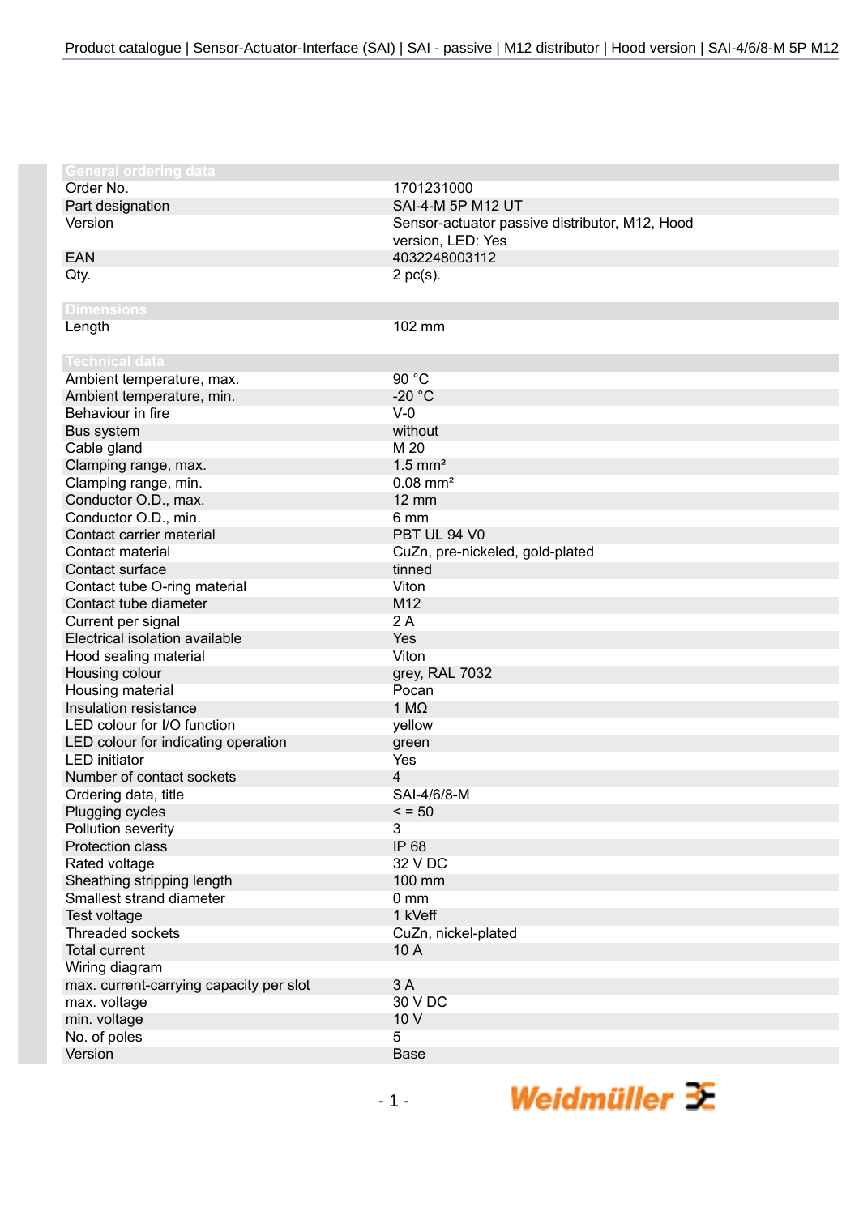## General ordering data

| | |
|---|---|
| Order No. | 1701231000 |
| Part designation | SAI-4-M 5P M12 UT |
| Version | Sensor-actuator passive distributor, M12, Hood version, LED: Yes |
| EAN | 4032248003112 |
| Qty. | 2 pc(s). |

## Dimensions

| | |
|---|---|
| Length | 102 mm |

## Technical data

| | |
|---|---|
| Ambient temperature, max. | 90 °C |
| Ambient temperature, min. | -20 °C |
| Behaviour in fire | V-0 |
| Bus system | without |
| Cable gland | M 20 |
| Clamping range, max. | 1.5 mm² |
| Clamping range, min. | 0.08 mm² |
| Conductor O.D., max. | 12 mm |
| Conductor O.D., min. | 6 mm |
| Contact carrier material | PBT UL 94 V0 |
| Contact material | CuZn, pre-nickeled, gold-plated |
| Contact surface | tinned |
| Contact tube O-ring material | Viton |
| Contact tube diameter | M12 |
| Current per signal | 2 A |
| Electrical isolation available | Yes |
| Hood sealing material | Viton |
| Housing colour | grey, RAL 7032 |
| Housing material | Pocan |
| Insulation resistance | 1 MΩ |
| LED colour for I/O function | yellow |
| LED colour for indicating operation | green |
| LED initiator | Yes |
| Number of contact sockets | 4 |
| Ordering data, title | SAI-4/6/8-M |
| Plugging cycles | < = 50 |
| Pollution severity | 3 |
| Protection class | IP 68 |
| Rated voltage | 32 V DC |
| Sheathing stripping length | 100 mm |
| Smallest strand diameter | 0 mm |
| Test voltage | 1 kVeff |
| Threaded sockets | CuZn, nickel-plated |
| Total current | 10 A |
| Wiring diagram | |
| max. current-carrying capacity per slot | 3 A |
| max. voltage | 30 V DC |
| min. voltage | 10 V |
| No. of poles | 5 |
| Version | Base |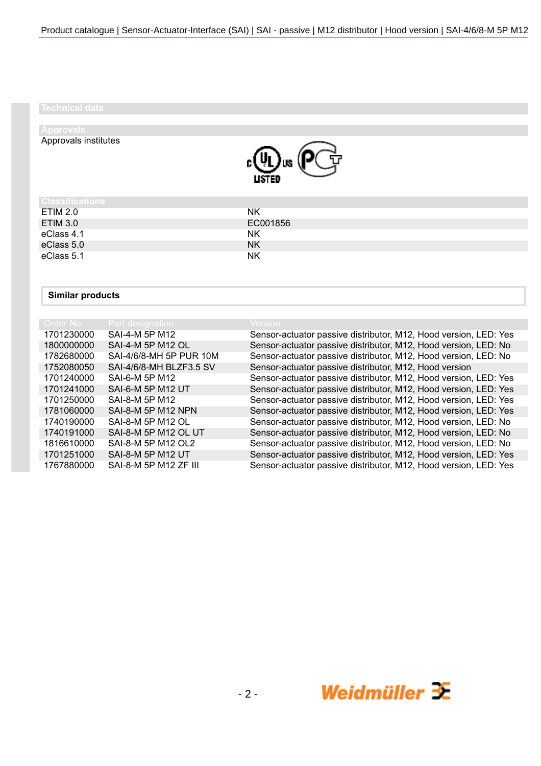## Technical data

### Approvals

| | |
|---|---|
| Approvals institutes | |

### Classifications

| | |
|---|---|
| ETIM 2.0 | NK |
| ETIM 3.0 | EC001856 |
| eClass 4.1 | NK |
| eClass 5.0 | NK |
| eClass 5.1 | NK |

**Similar products**

| Order No. | Part designation | Version |
|---|---|---|
| 1701230000 | SAI-4-M 5P M12 | Sensor-actuator passive distributor, M12, Hood version, LED: Yes |
| 1800000000 | SAI-4-M 5P M12 OL | Sensor-actuator passive distributor, M12, Hood version, LED: No |
| 1782680000 | SAI-4/6/8-MH 5P PUR 10M | Sensor-actuator passive distributor, M12, Hood version, LED: No |
| 1752080050 | SAI-4/6/8-MH BLZF3.5 SV | Sensor-actuator passive distributor, M12, Hood version |
| 1701240000 | SAI-6-M 5P M12 | Sensor-actuator passive distributor, M12, Hood version, LED: Yes |
| 1701241000 | SAI-6-M 5P M12 UT | Sensor-actuator passive distributor, M12, Hood version, LED: Yes |
| 1701250000 | SAI-8-M 5P M12 | Sensor-actuator passive distributor, M12, Hood version, LED: Yes |
| 1781060000 | SAI-8-M 5P M12 NPN | Sensor-actuator passive distributor, M12, Hood version, LED: Yes |
| 1740190000 | SAI-8-M 5P M12 OL | Sensor-actuator passive distributor, M12, Hood version, LED: No |
| 1740191000 | SAI-8-M 5P M12 OL UT | Sensor-actuator passive distributor, M12, Hood version, LED: No |
| 1816610000 | SAI-8-M 5P M12 OL2 | Sensor-actuator passive distributor, M12, Hood version, LED: No |
| 1701251000 | SAI-8-M 5P M12 UT | Sensor-actuator passive distributor, M12, Hood version, LED: Yes |
| 1767880000 | SAI-8-M 5P M12 ZF III | Sensor-actuator passive distributor, M12, Hood version, LED: Yes |